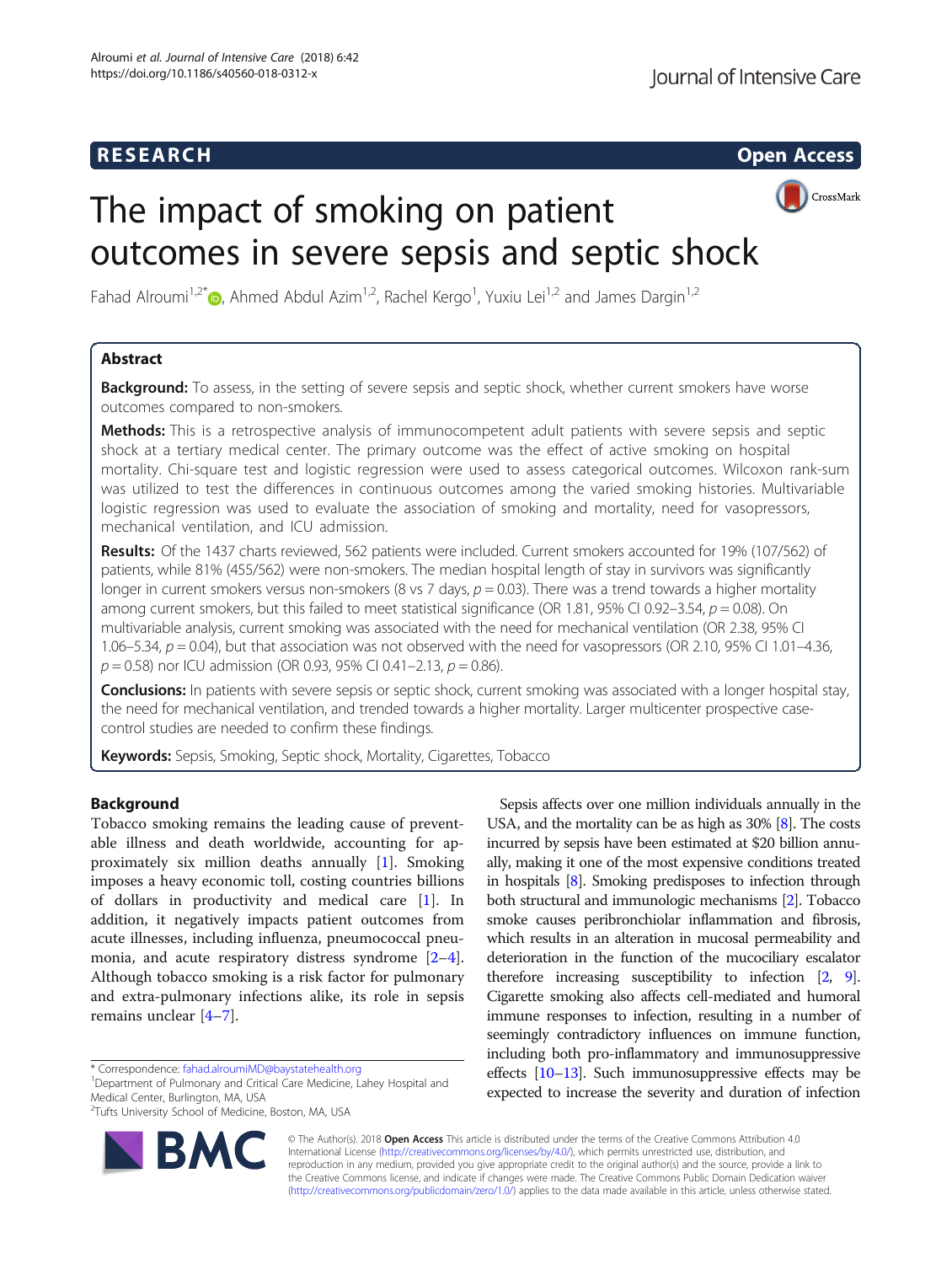RESEARCH

Open Access

# The impact of smoking on patient outcomes in severe sepsis and septic shock

Fahad Alroumi[1,2*], Ahmed Abdul Azim[1,2], Rachel Kergo[1], Yuxiu Lei[1,2] and James Dargin[1,2]

## Abstract

**Background:** To assess, in the setting of severe sepsis and septic shock, whether current smokers have worse outcomes compared to non-smokers.

**Methods:** This is a retrospective analysis of immunocompetent adult patients with severe sepsis and septic shock at a tertiary medical center. The primary outcome was the effect of active smoking on hospital mortality. Chi-square test and logistic regression were used to assess categorical outcomes. Wilcoxon rank-sum was utilized to test the differences in continuous outcomes among the varied smoking histories. Multivariable logistic regression was used to evaluate the association of smoking and mortality, need for vasopressors, mechanical ventilation, and ICU admission.

**Results:** Of the 1437 charts reviewed, 562 patients were included. Current smokers accounted for 19% (107/562) of patients, while 81% (455/562) were non-smokers. The median hospital length of stay in survivors was significantly longer in current smokers versus non-smokers (8 vs 7 days, $p = 0.03$). There was a trend towards a higher mortality among current smokers, but this failed to meet statistical significance (OR 1.81, 95% CI 0.92–3.54, $p = 0.08$). On multivariable analysis, current smoking was associated with the need for mechanical ventilation (OR 2.38, 95% CI 1.06–5.34, $p = 0.04$), but that association was not observed with the need for vasopressors (OR 2.10, 95% CI 1.01–4.36, $p = 0.58$) nor ICU admission (OR 0.93, 95% CI 0.41–2.13, $p = 0.86$).

**Conclusions:** In patients with severe sepsis or septic shock, current smoking was associated with a longer hospital stay, the need for mechanical ventilation, and trended towards a higher mortality. Larger multicenter prospective case-control studies are needed to confirm these findings.

**Keywords:** Sepsis, Smoking, Septic shock, Mortality, Cigarettes, Tobacco

## Background

Tobacco smoking remains the leading cause of preventable illness and death worldwide, accounting for approximately six million deaths annually [1]. Smoking imposes a heavy economic toll, costing countries billions of dollars in productivity and medical care [1]. In addition, it negatively impacts patient outcomes from acute illnesses, including influenza, pneumococcal pneumonia, and acute respiratory distress syndrome [2–4]. Although tobacco smoking is a risk factor for pulmonary and extra-pulmonary infections alike, its role in sepsis remains unclear [4–7].

Sepsis affects over one million individuals annually in the USA, and the mortality can be as high as 30% [8]. The costs incurred by sepsis have been estimated at $20 billion annually, making it one of the most expensive conditions treated in hospitals [8]. Smoking predisposes to infection through both structural and immunologic mechanisms [2]. Tobacco smoke causes peribronchiolar inflammation and fibrosis, which results in an alteration in mucosal permeability and deterioration in the function of the mucociliary escalator therefore increasing susceptibility to infection [2, 9]. Cigarette smoking also affects cell-mediated and humoral immune responses to infection, resulting in a number of seemingly contradictory influences on immune function, including both pro-inflammatory and immunosuppressive effects [10–13]. Such immunosuppressive effects may be expected to increase the severity and duration of infection

\* Correspondence: fahad.alroumiMD@baystatehealth.org
[1]Department of Pulmonary and Critical Care Medicine, Lahey Hospital and Medical Center, Burlington, MA, USA
[2]Tufts University School of Medicine, Boston, MA, USA

© The Author(s). 2018 **Open Access** This article is distributed under the terms of the Creative Commons Attribution 4.0 International License (http://creativecommons.org/licenses/by/4.0/), which permits unrestricted use, distribution, and reproduction in any medium, provided you give appropriate credit to the original author(s) and the source, provide a link to the Creative Commons license, and indicate if changes were made. The Creative Commons Public Domain Dedication waiver (http://creativecommons.org/publicdomain/zero/1.0/) applies to the data made available in this article, unless otherwise stated.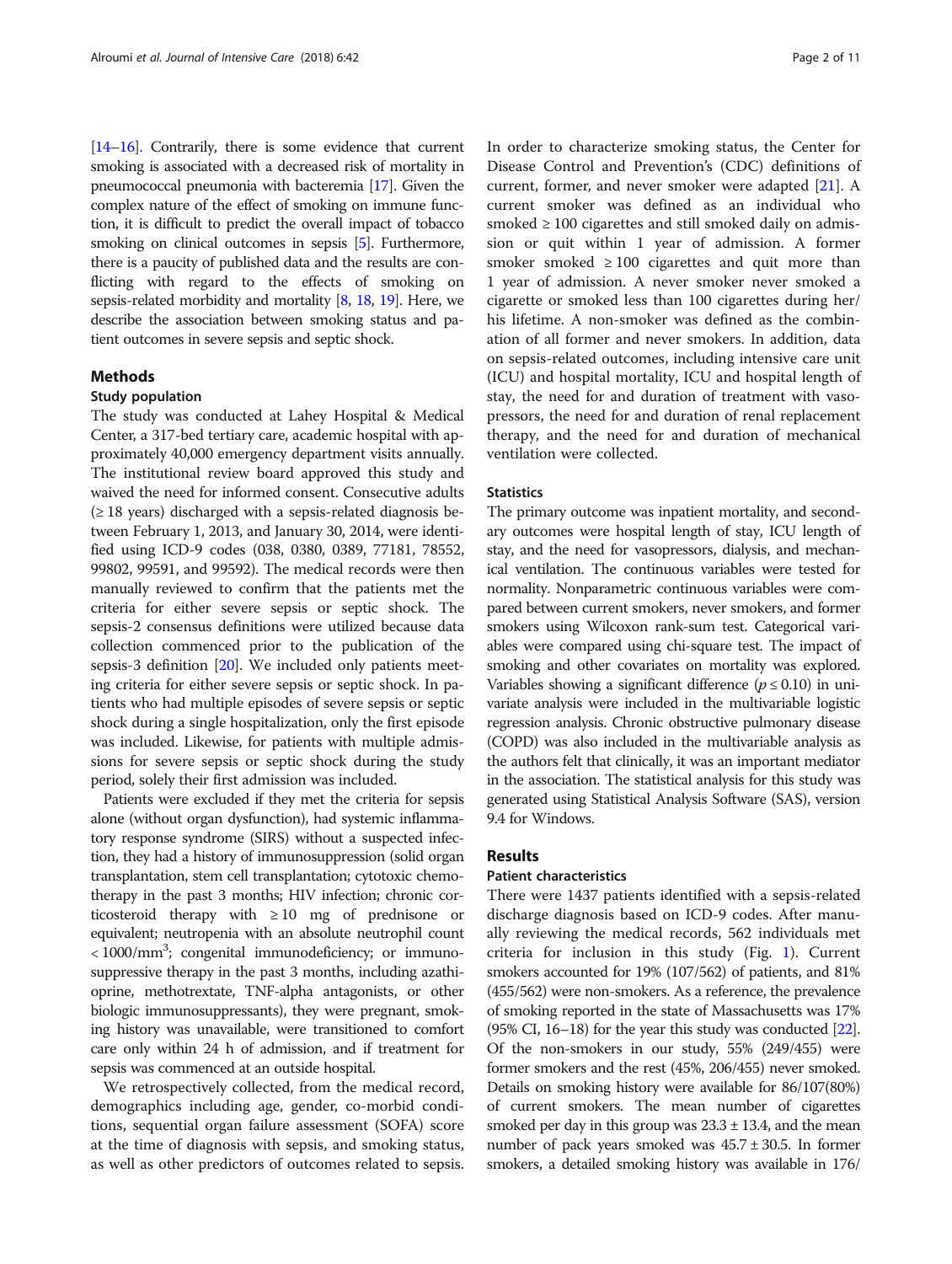[14–16]. Contrarily, there is some evidence that current smoking is associated with a decreased risk of mortality in pneumococcal pneumonia with bacteremia [17]. Given the complex nature of the effect of smoking on immune function, it is difficult to predict the overall impact of tobacco smoking on clinical outcomes in sepsis [5]. Furthermore, there is a paucity of published data and the results are conflicting with regard to the effects of smoking on sepsis-related morbidity and mortality [8, 18, 19]. Here, we describe the association between smoking status and patient outcomes in severe sepsis and septic shock.

## Methods

### Study population

The study was conducted at Lahey Hospital & Medical Center, a 317-bed tertiary care, academic hospital with approximately 40,000 emergency department visits annually. The institutional review board approved this study and waived the need for informed consent. Consecutive adults (≥ 18 years) discharged with a sepsis-related diagnosis between February 1, 2013, and January 30, 2014, were identified using ICD-9 codes (038, 0380, 0389, 77181, 78552, 99802, 99591, and 99592). The medical records were then manually reviewed to confirm that the patients met the criteria for either severe sepsis or septic shock. The sepsis-2 consensus definitions were utilized because data collection commenced prior to the publication of the sepsis-3 definition [20]. We included only patients meeting criteria for either severe sepsis or septic shock. In patients who had multiple episodes of severe sepsis or septic shock during a single hospitalization, only the first episode was included. Likewise, for patients with multiple admissions for severe sepsis or septic shock during the study period, solely their first admission was included.

Patients were excluded if they met the criteria for sepsis alone (without organ dysfunction), had systemic inflammatory response syndrome (SIRS) without a suspected infection, they had a history of immunosuppression (solid organ transplantation, stem cell transplantation; cytotoxic chemotherapy in the past 3 months; HIV infection; chronic corticosteroid therapy with ≥ 10 mg of prednisone or equivalent; neutropenia with an absolute neutrophil count < 1000/mm$^3$; congenital immunodeficiency; or immunosuppressive therapy in the past 3 months, including azathioprine, methotrexate, TNF-alpha antagonists, or other biologic immunosuppressants), they were pregnant, smoking history was unavailable, were transitioned to comfort care only within 24 h of admission, and if treatment for sepsis was commenced at an outside hospital.

We retrospectively collected, from the medical record, demographics including age, gender, co-morbid conditions, sequential organ failure assessment (SOFA) score at the time of diagnosis with sepsis, and smoking status, as well as other predictors of outcomes related to sepsis. In order to characterize smoking status, the Center for Disease Control and Prevention's (CDC) definitions of current, former, and never smoker were adapted [21]. A current smoker was defined as an individual who smoked ≥ 100 cigarettes and still smoked daily on admission or quit within 1 year of admission. A former smoker smoked ≥ 100 cigarettes and quit more than 1 year of admission. A never smoker never smoked a cigarette or smoked less than 100 cigarettes during her/his lifetime. A non-smoker was defined as the combination of all former and never smokers. In addition, data on sepsis-related outcomes, including intensive care unit (ICU) and hospital mortality, ICU and hospital length of stay, the need for and duration of treatment with vasopressors, the need for and duration of renal replacement therapy, and the need for and duration of mechanical ventilation were collected.

### Statistics

The primary outcome was inpatient mortality, and secondary outcomes were hospital length of stay, ICU length of stay, and the need for vasopressors, dialysis, and mechanical ventilation. The continuous variables were tested for normality. Nonparametric continuous variables were compared between current smokers, never smokers, and former smokers using Wilcoxon rank-sum test. Categorical variables were compared using chi-square test. The impact of smoking and other covariates on mortality was explored. Variables showing a significant difference ($p \leq 0.10$) in univariate analysis were included in the multivariable logistic regression analysis. Chronic obstructive pulmonary disease (COPD) was also included in the multivariable analysis as the authors felt that clinically, it was an important mediator in the association. The statistical analysis for this study was generated using Statistical Analysis Software (SAS), version 9.4 for Windows.

## Results

### Patient characteristics

There were 1437 patients identified with a sepsis-related discharge diagnosis based on ICD-9 codes. After manually reviewing the medical records, 562 individuals met criteria for inclusion in this study (Fig. 1). Current smokers accounted for 19% (107/562) of patients, and 81% (455/562) were non-smokers. As a reference, the prevalence of smoking reported in the state of Massachusetts was 17% (95% CI, 16–18) for the year this study was conducted [22]. Of the non-smokers in our study, 55% (249/455) were former smokers and the rest (45%, 206/455) never smoked. Details on smoking history were available for 86/107(80%) of current smokers. The mean number of cigarettes smoked per day in this group was 23.3 ± 13.4, and the mean number of pack years smoked was 45.7 ± 30.5. In former smokers, a detailed smoking history was available in 176/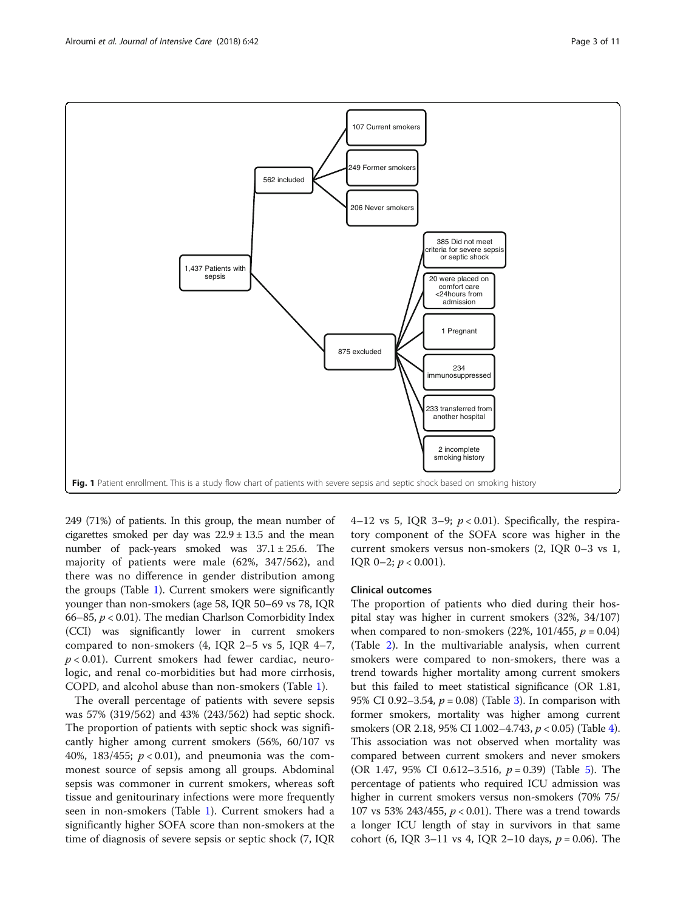- 1,437 Patients with sepsis
  - 562 included
    - 107 Current smokers
    - 249 Former smokers
    - 206 Never smokers
  - 875 excluded
    - 385 Did not meet criteria for severe sepsis or septic shock
    - 20 were placed on comfort care <24hours from admission
    - 1 Pregnant
    - 234 immunosuppressed
    - 233 transferred from another hospital
    - 2 incomplete smoking history

**Fig. 1** Patient enrollment. This is a study flow chart of patients with severe sepsis and septic shock based on smoking history

249 (71%) of patients. In this group, the mean number of cigarettes smoked per day was $22.9 \pm 13.5$ and the mean number of pack-years smoked was $37.1 \pm 25.6$. The majority of patients were male (62%, 347/562), and there was no difference in gender distribution among the groups (Table 1). Current smokers were significantly younger than non-smokers (age 58, IQR 50–69 vs 78, IQR 66–85, $p < 0.01$). The median Charlson Comorbidity Index (CCI) was significantly lower in current smokers compared to non-smokers (4, IQR 2–5 vs 5, IQR 4–7, $p < 0.01$). Current smokers had fewer cardiac, neurologic, and renal co-morbidities but had more cirrhosis, COPD, and alcohol abuse than non-smokers (Table 1).

The overall percentage of patients with severe sepsis was 57% (319/562) and 43% (243/562) had septic shock. The proportion of patients with septic shock was significantly higher among current smokers (56%, 60/107 vs 40%, 183/455; $p < 0.01$), and pneumonia was the commonest source of sepsis among all groups. Abdominal sepsis was commoner in current smokers, whereas soft tissue and genitourinary infections were more frequently seen in non-smokers (Table 1). Current smokers had a significantly higher SOFA score than non-smokers at the time of diagnosis of severe sepsis or septic shock (7, IQR 4–12 vs 5, IQR 3–9; $p < 0.01$). Specifically, the respiratory component of the SOFA score was higher in the current smokers versus non-smokers (2, IQR 0–3 vs 1, IQR 0–2; $p < 0.001$).

### Clinical outcomes

The proportion of patients who died during their hospital stay was higher in current smokers (32%, 34/107) when compared to non-smokers (22%, 101/455, $p = 0.04$) (Table 2). In the multivariable analysis, when current smokers were compared to non-smokers, there was a trend towards higher mortality among current smokers but this failed to meet statistical significance (OR 1.81, 95% CI 0.92–3.54, $p = 0.08$) (Table 3). In comparison with former smokers, mortality was higher among current smokers (OR 2.18, 95% CI 1.002–4.743, $p < 0.05$) (Table 4). This association was not observed when mortality was compared between current smokers and never smokers (OR 1.47, 95% CI 0.612–3.516, $p = 0.39$) (Table 5). The percentage of patients who required ICU admission was higher in current smokers versus non-smokers (70% 75/107 vs 53% 243/455, $p < 0.01$). There was a trend towards a longer ICU length of stay in survivors in that same cohort (6, IQR 3–11 vs 4, IQR 2–10 days, $p = 0.06$). The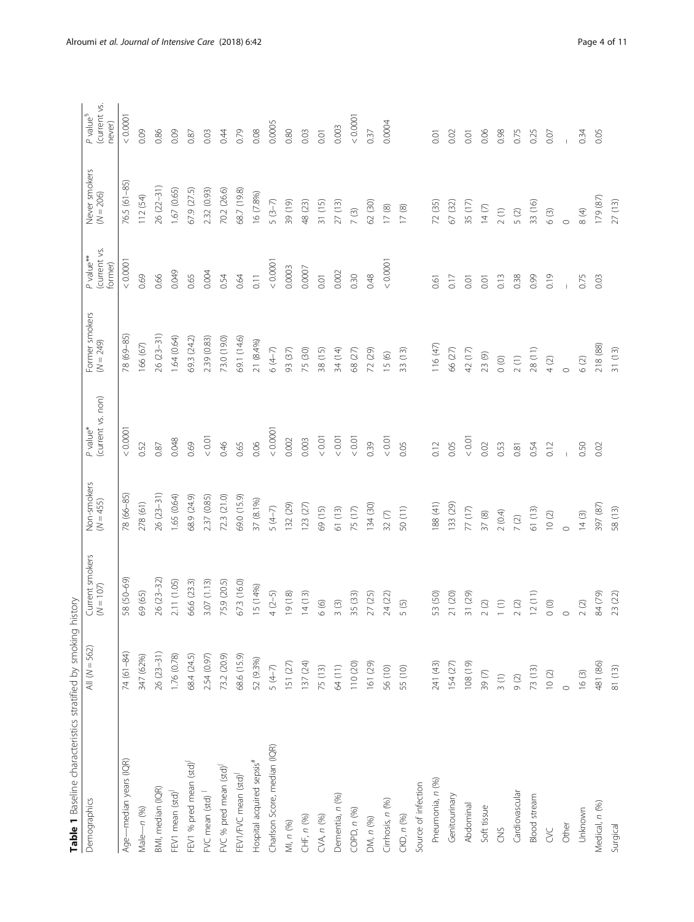**Table 1** Baseline characteristics stratified by smoking history

| Demographics | All (*N* = 562) | Current smokers (*N* = 107) | Non-smokers (*N* = 455) | *P* value* (current vs. non) | Former smokers (*N* = 249) | *P* value** (current vs. former) | Never smokers (*N* = 206) | *P* value[§] (current vs. never) |
|---|---|---|---|---|---|---|---|---|
| Age—median years (IQR) | 74 (61–84) | 58 (50–69) | 78 (66–85) | < 0.0001 | 78 (69–85) | < 0.0001 | 76.5 (61–85) | < 0.0001 |
| Male—*n* (%) | 347 (62%) | 69 (65) | 278 (61) | 0.52 | 166 (67) | 0.69 | 112 (54) | 0.09 |
| BMI, median (IQR) | 26 (23–31) | 26 (23–32) | 26 (23–31) | 0.87 | 26 (23–31) | 0.66 | 26 (22–31) | 0.86 |
| FEV1 mean (std)[∫] | 1.76 (0.78) | 2.11 (1.05) | 1.65 (0.64) | 0.048 | 1.64 (0.64) | 0.049 | 1.67 (0.65) | 0.09 |
| FEV1 % pred mean (std)[∫] | 68.4 (24.5) | 66.6 (23.3) | 68.9 (24.9) | 0.69 | 69.3 (24.2) | 0.65 | 67.9 (27.5) | 0.87 |
| FVC mean (std)[∫] | 2.54 (0.97) | 3.07 (1.13) | 2.37 (0.85) | < 0.01 | 2.39 (0.83) | 0.004 | 2.32 (0.93) | 0.03 |
| FVC % pred mean (std)[∫] | 73.2 (20.9) | 75.9 (20.5) | 72.3 (21.0) | 0.46 | 73.0 (19.0) | 0.54 | 70.2 (26.6) | 0.44 |
| FEV1/FVC mean (std)[∫] | 68.6 (15.9) | 67.3 (16.0) | 69.0 (15.9) | 0.65 | 69.1 (14.6) | 0.64 | 68.7 (19.8) | 0.79 |
| Hospital acquired sepsis[#] | 52 (9.3%) | 15 (14%) | 37 (8.1%) | 0.06 | 21 (8.4%) | 0.11 | 16 (7.8%) | 0.08 |
| Charlson Score, median (IQR) | 5 (4–7) | 4 (2–5) | 5 (4–7) | < 0.0001 | 6 (4–7) | < 0.0001 | 5 (3–7) | 0.0005 |
| MI, *n* (%) | 151 (27) | 19 (18) | 132 (29) | 0.002 | 93 (37) | 0.0003 | 39 (19) | 0.80 |
| CHF, *n* (%) | 137 (24) | 14 (13) | 123 (27) | 0.003 | 75 (30) | 0.0007 | 48 (23) | 0.03 |
| CVA, *n* (%) | 75 (13) | 6 (6) | 69 (15) | < 0.01 | 38 (15) | 0.01 | 31 (15) | 0.01 |
| Dementia, *n* (%) | 64 (11) | 3 (3) | 61 (13) | < 0.01 | 34 (14) | 0.002 | 27 (13) | 0.003 |
| COPD, *n* (%) | 110 (20) | 35 (33) | 75 (17) | < 0.01 | 68 (27) | 0.30 | 7 (3) | < 0.0001 |
| DM, *n* (%) | 161 (29) | 27 (25) | 134 (30) | 0.39 | 72 (29) | 0.48 | 62 (30) | 0.37 |
| Cirrhosis, *n* (%) | 56 (10) | 24 (22) | 32 (7) | < 0.01 | 15 (6) | < 0.0001 | 17 (8) | 0.0004 |
| CKD, *n* (%) | 55 (10) | 5 (5) | 50 (11) | 0.05 | 33 (13) | | 17 (8) | |
| Source of infection | | | | | | | | |
| Pneumonia, *n* (%) | 241 (43) | 53 (50) | 188 (41) | 0.12 | 116 (47) | 0.61 | 72 (35) | 0.01 |
| Genitourinary | 154 (27) | 21 (20) | 133 (29) | 0.05 | 66 (27) | 0.17 | 67 (32) | 0.02 |
| Abdominal | 108 (19) | 31 (29) | 77 (17) | < 0.01 | 42 (17) | 0.01 | 35 (17) | 0.01 |
| Soft tissue | 39 (7) | 2 (2) | 37 (8) | 0.02 | 23 (9) | 0.01 | 14 (7) | 0.06 |
| CNS | 3 (1) | 1 (1) | 2 (0.4) | 0.53 | 0 (0) | 0.13 | 2 (1) | 0.98 |
| Cardiovascular | 9 (2) | 2 (2) | 7 (2) | 0.81 | 2 (1) | 0.38 | 5 (2) | 0.75 |
| Blood stream | 73 (13) | 12 (11) | 61 (13) | 0.54 | 28 (11) | 0.99 | 33 (16) | 0.25 |
| CVC | 10 (2) | 0 (0) | 10 (2) | 0.12 | 4 (2) | 0.19 | 6 (3) | 0.07 |
| Other | 0 | 0 | 0 | – | 0 | – | 0 | – |
| Unknown | 16 (3) | 2 (2) | 14 (3) | 0.50 | 6 (2) | 0.75 | 8 (4) | 0.34 |
| Medical, *n* (%) | 481 (86) | 84 (79) | 397 (87) | 0.02 | 218 (88) | 0.03 | 179 (87) | 0.05 |
| Surgical | 81 (13) | 23 (22) | 58 (13) | | 31 (13) | | 27 (13) | |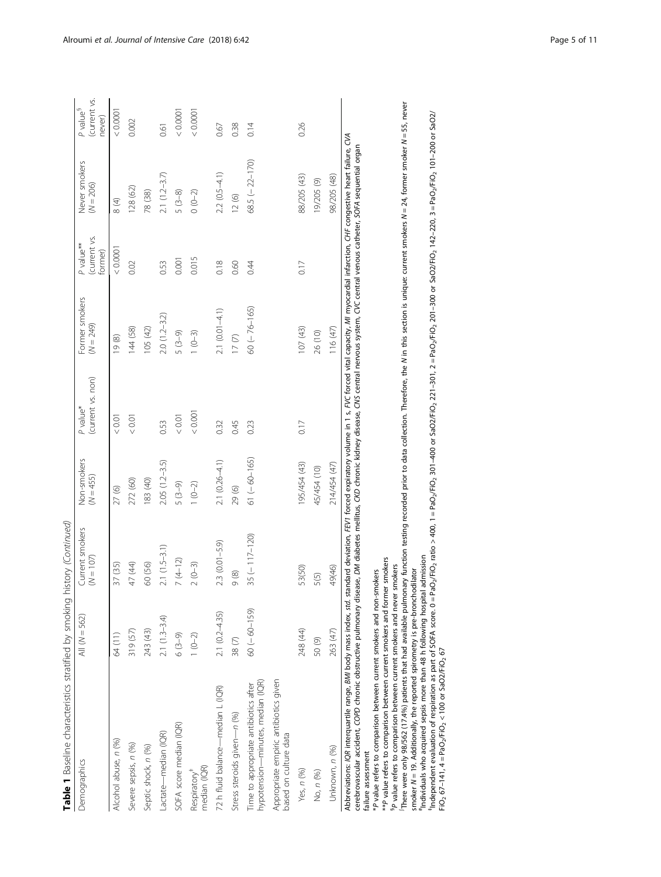**Table 1** Baseline characteristics stratified by smoking history *(Continued)*

| Demographics | All (*N* = 562) | Current smokers (*N* = 107) | Non-smokers (*N* = 455) | *P* value* (current vs. non) | Former smokers (*N* = 249) | *P* value** (current vs. former) | Never smokers (*N* = 206) | *P* value[§] (current vs. never) |
|---|---|---|---|---|---|---|---|---|
| Alcohol abuse, *n* (%) | 64 (11) | 37 (35) | 27 (6) | < 0.01 | 19 (8) | < 0.0001 | 8 (4) | < 0.0001 |
| Severe sepsis, *n* (%) | 319 (57) | 47 (44) | 272 (60) | < 0.01 | 144 (58) | 0.02 | 128 (62) | 0.002 |
| Septic shock, *n* (%) | 243 (43) | 60 (56) | 183 (40) | | 105 (42) | | 78 (38) | |
| Lactate—median (IQR) | 2.1 (1.3–3.4) | 2.1 (1.5–3.1) | 2.05 (1.2–3.5) | 0.53 | 2.0 (1.2–3.2) | 0.53 | 2.1 (1.2–3.7) | 0.61 |
| SOFA score median (IQR) | 6 (3–9) | 7 (4–12) | 5 (3–9) | < 0.01 | 5 (3–9) | 0.001 | 5 (3–8) | < 0.0001 |
| Respiratory[‡] median (IQR) | 1 (0–2) | 2 (0–3) | 1 (0–2) | < 0.001 | 1 (0–3) | 0.015 | 0 (0–2) | < 0.0001 |
| 72 h fluid balance—median L (IQR) | 2.1 (0.2–4.35) | 2.3 (0.01–5.9) | 2.1 (0.26–4.1) | 0.32 | 2.1 (0.01–4.1) | 0.18 | 2.2 (0.5–4.1) | 0.67 |
| Stress steroids given—*n* (%) | 38 (7) | 9 (8) | 29 (6) | 0.45 | 17 (7) | 0.60 | 12 (6) | 0.38 |
| Time to appropriate antibiotics after hypotension—minutes, median (IQR) | 60 (− 60–159) | 35 (− 117–120) | 61 (− 60–165) | 0.23 | 60 (− 76–165) | 0.44 | 68.5 (− 22–170) | 0.14 |
| Appropriate empiric antibiotics given based on culture data | | | | | | | | |
| Yes, *n* (%) | 248 (44) | 53(50) | 195/454 (43) | 0.17 | 107 (43) | 0.17 | 88/205 (43) | 0.26 |
| No, *n* (%) | 50 (9) | 5(5) | 45/454 (10) | | 26 (10) | | 19/205 (9) | |
| Unknown, *n* (%) | 263 (47) | 49(46) | 214/454 (47) | | 116 (47) | | 98/205 (48) | |

Abbreviations: *IQR* interquartile range, *BMI* body mass index, *std.* standard deviation, *FEV1* forced expiratory volume in 1 s, *FVC* forced vital capacity, *MI* myocardial infarction, *CHF* congestive heart failure, *CVA* cerebrovascular accident, *COPD* chronic obstructive pulmonary disease, *DM* diabetes mellitus, *CKD* chronic kidney disease, *CNS* central nervous system, *CVC* central venous catheter, *SOFA* sequential organ failure assessment

*P value refers to comparison between current smokers and non-smokers

**P value refers to comparison between current smokers and former smokers

[§]P value refers to comparison between current smokers and never smokers

[†]There were only 98/562 (17.4%) patients that had available pulmonary function testing recorded prior to data collection. Therefore, the *N* in this section is unique: current smokers *N* = 24, former smoker *N* = 55, never smoker *N* = 19. Additionally, the reported spirometry is pre-bronchodilator

[#]Individuals who acquired sepsis more than 48 h following hospital admission

[‡]Independent evaluation of respiration as part of SOFA score. 0 = $PaO_2/FiO_2$ ratio > 400, 1 = $PaO_2/FiO_2$ 301–400 or SaO2/FiO$_2$ 221–301, 2 = $PaO_2/FiO_2$ 201–300 or SaO2/FiO$_2$ 142–220, 3 = $PaO_2/FiO_2$ 101–200 or SaO2/FiO$_2$ 67–141, 4 = $PaO_2/FiO_2$ < 100 or SaO2/FiO$_2$ 67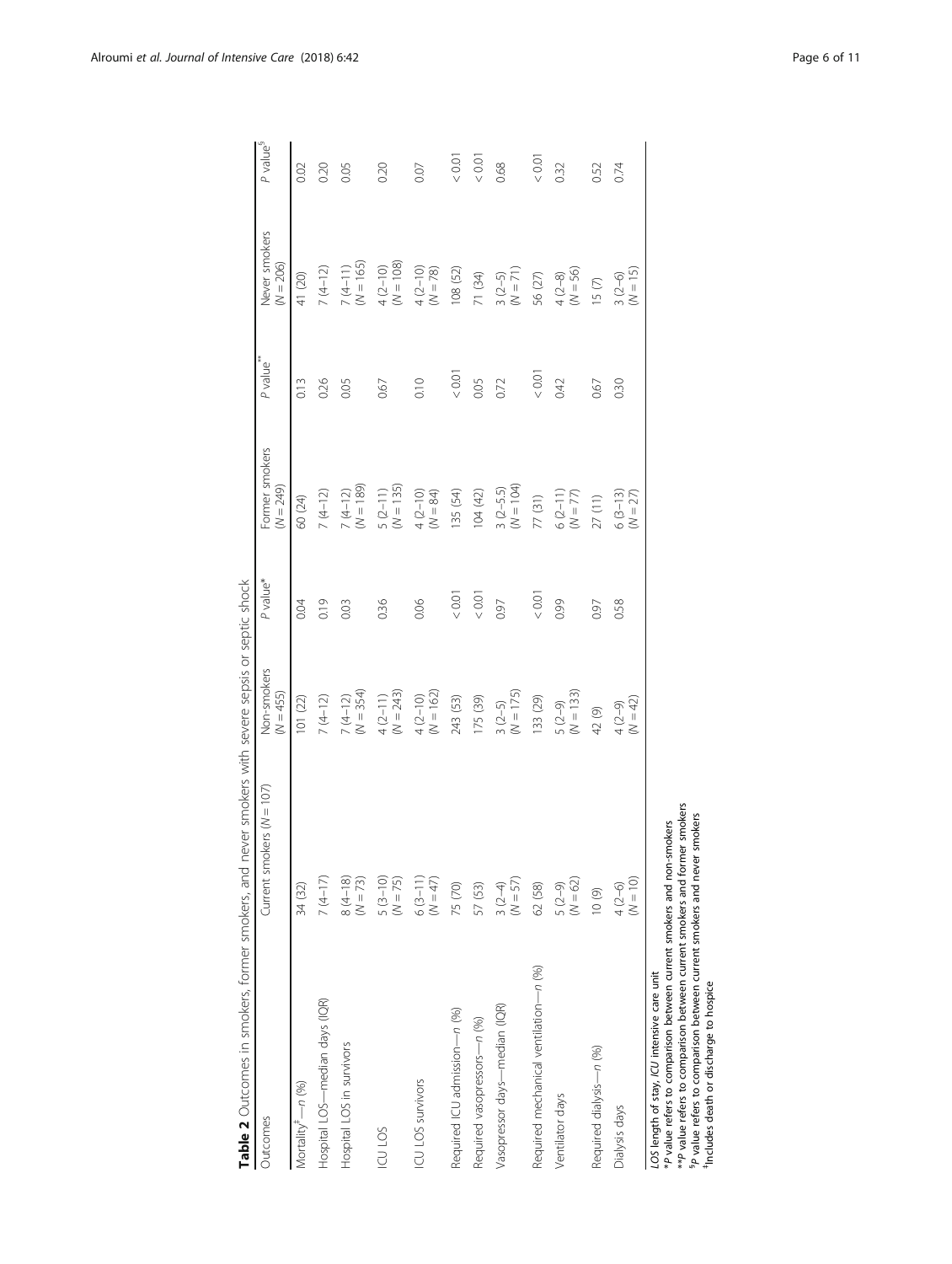**Table 2** Outcomes in smokers, former smokers, and never smokers with severe sepsis or septic shock

| Outcomes | Current smokers (N = 107) | Non-smokers (N = 455) | P value* | Former smokers (N = 249) | P value** | Never smokers (N = 206) | P value[§] |
|---|---|---|---|---|---|---|---|
| Mortality[‡]—n (%) | 34 (32) | 101 (22) | 0.04 | 60 (24) | 0.13 | 41 (20) | 0.02 |
| Hospital LOS—median days (IQR) | 7 (4–17) | 7 (4–12) | 0.19 | 7 (4–12) | 0.26 | 7 (4–12) | 0.20 |
| Hospital LOS in survivors | 8 (4–18) (N = 73) | 7 (4–12) (N = 354) | 0.03 | 7 (4–12) (N = 189) | 0.05 | 7 (4–11) (N = 165) | 0.05 |
| ICU LOS | 5 (3–10) (N = 75) | 4 (2–11) (N = 243) | 0.36 | 5 (2–11) (N = 135) | 0.67 | 4 (2–10) (N = 108) | 0.20 |
| ICU LOS survivors | 6 (3–11) (N = 47) | 4 (2–10) (N = 162) | 0.06 | 4 (2–10) (N = 84) | 0.10 | 4 (2–10) (N = 78) | 0.07 |
| Required ICU admission—n (%) | 75 (70) | 243 (53) | < 0.01 | 135 (54) | < 0.01 | 108 (52) | < 0.01 |
| Required vasopressors—n (%) | 57 (53) | 175 (39) | < 0.01 | 104 (42) | 0.05 | 71 (34) | < 0.01 |
| Vasopressor days—median (IQR) | 3 (2–4) (N = 57) | 3 (2–5) (N = 175) | 0.97 | 3 (2–5.5) (N = 104) | 0.72 | 3 (2–5) (N = 71) | 0.68 |
| Required mechanical ventilation—n (%) | 62 (58) | 133 (29) | < 0.01 | 77 (31) | < 0.01 | 56 (27) | < 0.01 |
| Ventilator days | 5 (2–9) (N = 62) | 5 (2–9) (N = 133) | 0.99 | 6 (2–11) (N = 77) | 0.42 | 4 (2–8) (N = 56) | 0.32 |
| Required dialysis—n (%) | 10 (9) | 42 (9) | 0.97 | 27 (11) | 0.67 | 15 (7) | 0.52 |
| Dialysis days | 4 (2–6) (N = 10) | 4 (2–9) (N = 42) | 0.58 | 6 (3–13) (N = 27) | 0.30 | 3 (2–6) (N = 15) | 0.74 |

*LOS* length of stay, *ICU* intensive care unit
**P* value refers to comparison between current smokers and non-smokers
***P* value refers to comparison between current smokers and former smokers
[§]*P* value refers to comparison between current smokers and never smokers
[‡]Includes death or discharge to hospice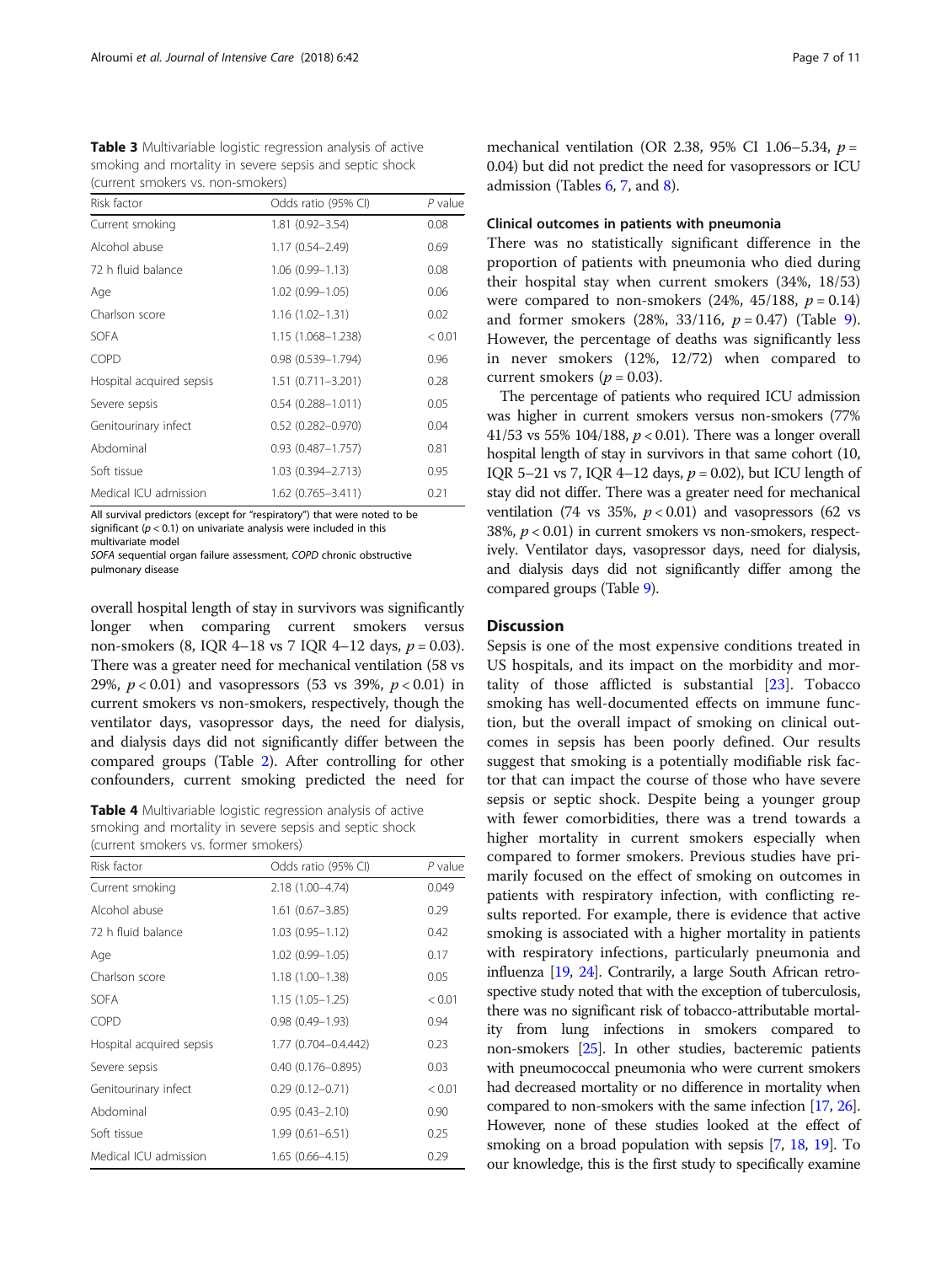**Table 3** Multivariable logistic regression analysis of active smoking and mortality in severe sepsis and septic shock (current smokers vs. non-smokers)

| Risk factor | Odds ratio (95% CI) | P value |
|---|---|---|
| Current smoking | 1.81 (0.92–3.54) | 0.08 |
| Alcohol abuse | 1.17 (0.54–2.49) | 0.69 |
| 72 h fluid balance | 1.06 (0.99–1.13) | 0.08 |
| Age | 1.02 (0.99–1.05) | 0.06 |
| Charlson score | 1.16 (1.02–1.31) | 0.02 |
| SOFA | 1.15 (1.068–1.238) | < 0.01 |
| COPD | 0.98 (0.539–1.794) | 0.96 |
| Hospital acquired sepsis | 1.51 (0.711–3.201) | 0.28 |
| Severe sepsis | 0.54 (0.288–1.011) | 0.05 |
| Genitourinary infect | 0.52 (0.282–0.970) | 0.04 |
| Abdominal | 0.93 (0.487–1.757) | 0.81 |
| Soft tissue | 1.03 (0.394–2.713) | 0.95 |
| Medical ICU admission | 1.62 (0.765–3.411) | 0.21 |

All survival predictors (except for "respiratory") that were noted to be significant ($p < 0.1$) on univariate analysis were included in this multivariate model

*SOFA* sequential organ failure assessment, *COPD* chronic obstructive pulmonary disease

overall hospital length of stay in survivors was significantly longer when comparing current smokers versus non-smokers (8, IQR 4–18 vs 7 IQR 4–12 days, $p = 0.03$). There was a greater need for mechanical ventilation (58 vs 29%, $p < 0.01$) and vasopressors (53 vs 39%, $p < 0.01$) in current smokers vs non-smokers, respectively, though the ventilator days, vasopressor days, the need for dialysis, and dialysis days did not significantly differ between the compared groups (Table 2). After controlling for other confounders, current smoking predicted the need for mechanical ventilation (OR 2.38, 95% CI 1.06–5.34, $p = 0.04$) but did not predict the need for vasopressors or ICU admission (Tables 6, 7, and 8).

**Table 4** Multivariable logistic regression analysis of active smoking and mortality in severe sepsis and septic shock (current smokers vs. former smokers)

| Risk factor | Odds ratio (95% CI) | P value |
|---|---|---|
| Current smoking | 2.18 (1.00–4.74) | 0.049 |
| Alcohol abuse | 1.61 (0.67–3.85) | 0.29 |
| 72 h fluid balance | 1.03 (0.95–1.12) | 0.42 |
| Age | 1.02 (0.99–1.05) | 0.17 |
| Charlson score | 1.18 (1.00–1.38) | 0.05 |
| SOFA | 1.15 (1.05–1.25) | < 0.01 |
| COPD | 0.98 (0.49–1.93) | 0.94 |
| Hospital acquired sepsis | 1.77 (0.704–0.4.442) | 0.23 |
| Severe sepsis | 0.40 (0.176–0.895) | 0.03 |
| Genitourinary infect | 0.29 (0.12–0.71) | < 0.01 |
| Abdominal | 0.95 (0.43–2.10) | 0.90 |
| Soft tissue | 1.99 (0.61–6.51) | 0.25 |
| Medical ICU admission | 1.65 (0.66–4.15) | 0.29 |

### Clinical outcomes in patients with pneumonia

There was no statistically significant difference in the proportion of patients with pneumonia who died during their hospital stay when current smokers (34%, 18/53) were compared to non-smokers (24%, 45/188, $p = 0.14$) and former smokers (28%, 33/116, $p = 0.47$) (Table 9). However, the percentage of deaths was significantly less in never smokers (12%, 12/72) when compared to current smokers ($p = 0.03$).

The percentage of patients who required ICU admission was higher in current smokers versus non-smokers (77% 41/53 vs 55% 104/188, $p < 0.01$). There was a longer overall hospital length of stay in survivors in that same cohort (10, IQR 5–21 vs 7, IQR 4–12 days, $p = 0.02$), but ICU length of stay did not differ. There was a greater need for mechanical ventilation (74 vs 35%, $p < 0.01$) and vasopressors (62 vs 38%, $p < 0.01$) in current smokers vs non-smokers, respectively. Ventilator days, vasopressor days, need for dialysis, and dialysis days did not significantly differ among the compared groups (Table 9).

## Discussion

Sepsis is one of the most expensive conditions treated in US hospitals, and its impact on the morbidity and mortality of those afflicted is substantial [23]. Tobacco smoking has well-documented effects on immune function, but the overall impact of smoking on clinical outcomes in sepsis has been poorly defined. Our results suggest that smoking is a potentially modifiable risk factor that can impact the course of those who have severe sepsis or septic shock. Despite being a younger group with fewer comorbidities, there was a trend towards a higher mortality in current smokers especially when compared to former smokers. Previous studies have primarily focused on the effect of smoking on outcomes in patients with respiratory infection, with conflicting results reported. For example, there is evidence that active smoking is associated with a higher mortality in patients with respiratory infections, particularly pneumonia and influenza [19, 24]. Contrarily, a large South African retrospective study noted that with the exception of tuberculosis, there was no significant risk of tobacco-attributable mortality from lung infections in smokers compared to non-smokers [25]. In other studies, bacteremic patients with pneumococcal pneumonia who were current smokers had decreased mortality or no difference in mortality when compared to non-smokers with the same infection [17, 26]. However, none of these studies looked at the effect of smoking on a broad population with sepsis [7, 18, 19]. To our knowledge, this is the first study to specifically examine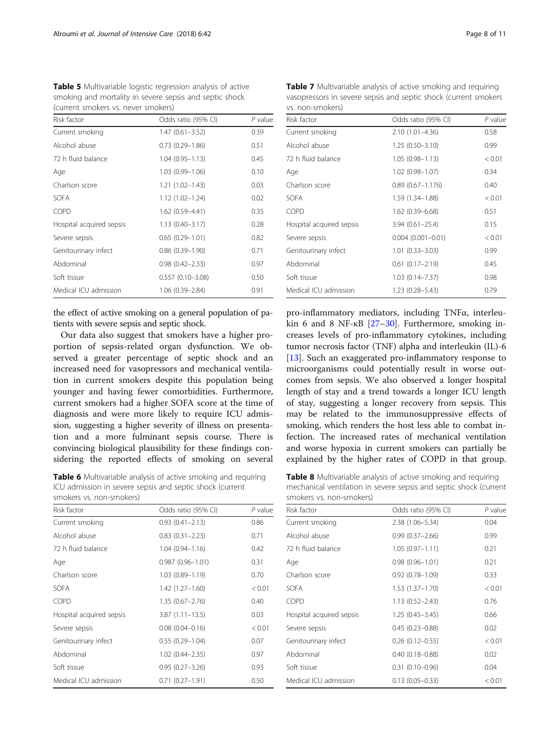**Table 5** Multivariable logistic regression analysis of active smoking and mortality in severe sepsis and septic shock (current smokers vs. never smokers)

| Risk factor | Odds ratio (95% CI) | *P* value |
|---|---|---|
| Current smoking | 1.47 (0.61–3.52) | 0.39 |
| Alcohol abuse | 0.73 (0.29–1.86) | 0.51 |
| 72 h fluid balance | 1.04 (0.95–1.13) | 0.45 |
| Age | 1.03 (0.99–1.06) | 0.10 |
| Charlson score | 1.21 (1.02–1.43) | 0.03 |
| SOFA | 1.12 (1.02–1.24) | 0.02 |
| COPD | 1.62 (0.59–4.41) | 0.35 |
| Hospital acquired sepsis | 1.13 (0.40–3.17) | 0.28 |
| Severe sepsis | 0.65 (0.29–1.01) | 0.82 |
| Genitourinary infect | 0.86 (0.39–1.90) | 0.71 |
| Abdominal | 0.98 (0.42–2.33) | 0.97 |
| Soft tissue | 0.557 (0.10–3.08) | 0.50 |
| Medical ICU admission | 1.06 (0.39–2.84) | 0.91 |

the effect of active smoking on a general population of patients with severe sepsis and septic shock.

Our data also suggest that smokers have a higher proportion of sepsis-related organ dysfunction. We observed a greater percentage of septic shock and an increased need for vasopressors and mechanical ventilation in current smokers despite this population being younger and having fewer comorbidities. Furthermore, current smokers had a higher SOFA score at the time of diagnosis and were more likely to require ICU admission, suggesting a higher severity of illness on presentation and a more fulminant sepsis course. There is convincing biological plausibility for these findings considering the reported effects of smoking on several pro-inflammatory mediators, including TNFα, interleukin 6 and 8 NF-κB [27–30]. Furthermore, smoking increases levels of pro-inflammatory cytokines, including tumor necrosis factor (TNF) alpha and interleukin (IL)-6 [13]. Such an exaggerated pro-inflammatory response to microorganisms could potentially result in worse outcomes from sepsis. We also observed a longer hospital length of stay and a trend towards a longer ICU length of stay, suggesting a longer recovery from sepsis. This may be related to the immunosuppressive effects of smoking, which renders the host less able to combat infection. The increased rates of mechanical ventilation and worse hypoxia in current smokers can partially be explained by the higher rates of COPD in that group.

**Table 6** Multivariable analysis of active smoking and requiring ICU admission in severe sepsis and septic shock (current smokers vs. non-smokers)

| Risk factor | Odds ratio (95% CI) | *P* value |
|---|---|---|
| Current smoking | 0.93 (0.41–2.13) | 0.86 |
| Alcohol abuse | 0.83 (0.31–2.23) | 0.71 |
| 72 h fluid balance | 1.04 (0.94–1.16) | 0.42 |
| Age | 0.987 (0.96–1.01) | 0.31 |
| Charlson score | 1.03 (0.89–1.19) | 0.70 |
| SOFA | 1.42 (1.27–1.60) | < 0.01 |
| COPD | 1.35 (0.67–2.76) | 0.40 |
| Hospital acquired sepsis | 3.87 (1.11–13.5) | 0.03 |
| Severe sepsis | 0.08 (0.04–0.16) | < 0.01 |
| Genitourinary infect | 0.55 (0.29–1.04) | 0.07 |
| Abdominal | 1.02 (0.44–2.35) | 0.97 |
| Soft tissue | 0.95 (0.27–3.26) | 0.93 |
| Medical ICU admission | 0.71 (0.27–1.91) | 0.50 |

**Table 7** Multivariable analysis of active smoking and requiring vasopressors in severe sepsis and septic shock (current smokers vs. non-smokers)

| Risk factor | Odds ratio (95% CI) | *P* value |
|---|---|---|
| Current smoking | 2.10 (1.01–4.36) | 0.58 |
| Alcohol abuse | 1.25 (0.50–3.10) | 0.99 |
| 72 h fluid balance | 1.05 (0.98–1.13) | < 0.01 |
| Age | 1.02 (0.98–1.07) | 0.34 |
| Charlson score | 0.89 (0.67–1.176) | 0.40 |
| SOFA | 1.59 (1.34–1.88) | < 0.01 |
| COPD | 1.62 (0.39–6.68) | 0.51 |
| Hospital acquired sepsis | 3.94 (0.61–25.4) | 0.15 |
| Severe sepsis | 0.004 (0.001–0.01) | < 0.01 |
| Genitourinary infect | 1.01 (0.33–3.03) | 0.99 |
| Abdominal | 0.61 (0.17–2.19) | 0.45 |
| Soft tissue | 1.03 (0.14–7.37) | 0.98 |
| Medical ICU admission | 1.23 (0.28–5.43) | 0.79 |

**Table 8** Multivariable analysis of active smoking and requiring mechanical ventilation in severe sepsis and septic shock (current smokers vs. non-smokers)

| Risk factor | Odds ratio (95% CI) | *P* value |
|---|---|---|
| Current smoking | 2.38 (1.06–5.34) | 0.04 |
| Alcohol abuse | 0.99 (0.37–2.66) | 0.99 |
| 72 h fluid balance | 1.05 (0.97–1.11) | 0.21 |
| Age | 0.98 (0.96–1.01) | 0.21 |
| Charlson score | 0.92 (0.78–1.09) | 0.33 |
| SOFA | 1.53 (1.37–1.70) | < 0.01 |
| COPD | 1.13 (0.52–2.43) | 0.76 |
| Hospital acquired sepsis | 1.25 (0.45–3.45) | 0.66 |
| Severe sepsis | 0.45 (0.23–0.88) | 0.02 |
| Genitourinary infect | 0.26 (0.12–0.55) | < 0.01 |
| Abdominal | 0.40 (0.18–0.88) | 0.02 |
| Soft tissue | 0.31 (0.10–0.96) | 0.04 |
| Medical ICU admission | 0.13 (0.05–0.33) | < 0.01 |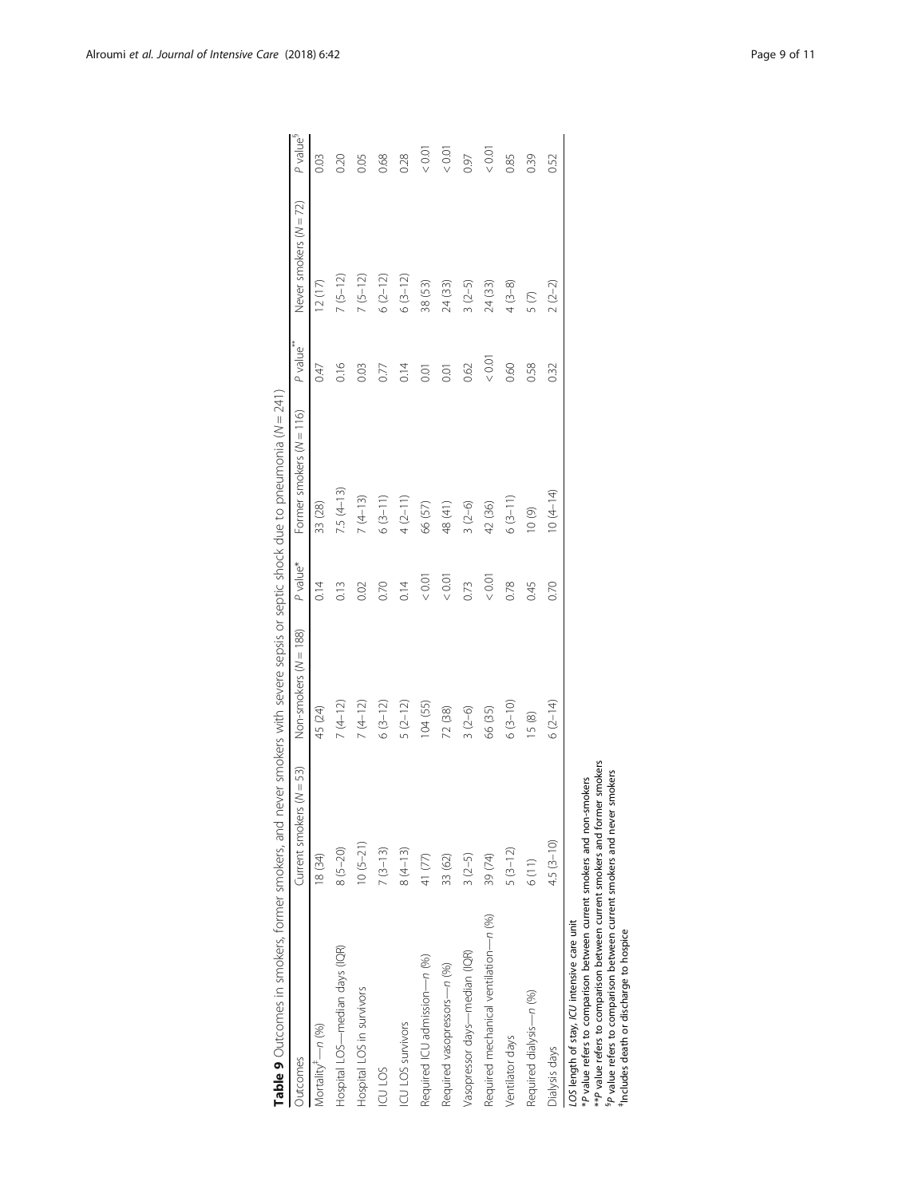**Table 9** Outcomes in smokers, former smokers, and never smokers with severe sepsis or septic shock due to pneumonia (N = 241)

| Outcomes | Current smokers (N = 53) | Non-smokers (N = 188) | P value* | Former smokers (N = 116) | P value** | Never smokers (N = 72) | P value[§] |
|---|---|---|---|---|---|---|---|
| Mortality[‡]—n (%) | 18 (34) | 45 (24) | 0.14 | 33 (28) | 0.47 | 12 (17) | 0.03 |
| Hospital LOS—median days (IQR) | 8 (5–20) | 7 (4–12) | 0.13 | 7.5 (4–13) | 0.16 | 7 (5–12) | 0.20 |
| Hospital LOS in survivors | 10 (5–21) | 7 (4–12) | 0.02 | 7 (4–13) | 0.03 | 7 (5–12) | 0.05 |
| ICU LOS | 7 (3–13) | 6 (3–12) | 0.70 | 6 (3–11) | 0.77 | 6 (2–12) | 0.68 |
| ICU LOS survivors | 8 (4–13) | 5 (2–12) | 0.14 | 4 (2–11) | 0.14 | 6 (3–12) | 0.28 |
| Required ICU admission—n (%) | 41 (77) | 104 (55) | < 0.01 | 66 (57) | 0.01 | 38 (53) | < 0.01 |
| Required vasopressors—n (%) | 33 (62) | 72 (38) | < 0.01 | 48 (41) | 0.01 | 24 (33) | < 0.01 |
| Vasopressor days—median (IQR) | 3 (2–5) | 3 (2–6) | 0.73 | 3 (2–6) | 0.62 | 3 (2–5) | 0.97 |
| Required mechanical ventilation—n (%) | 39 (74) | 66 (35) | < 0.01 | 42 (36) | < 0.01 | 24 (33) | < 0.01 |
| Ventilator days | 5 (3–12) | 6 (3–10) | 0.78 | 6 (3–11) | 0.60 | 4 (3–8) | 0.85 |
| Required dialysis—n (%) | 6 (11) | 15 (8) | 0.45 | 10 (9) | 0.58 | 5 (7) | 0.39 |
| Dialysis days | 4.5 (3–10) | 6 (2–14) | 0.70 | 10 (4–14) | 0.32 | 2 (2–2) | 0.52 |

*LOS* length of stay, *ICU* intensive care unit
*P value refers to comparison between current smokers and non-smokers
**P value refers to comparison between current smokers and former smokers
[§]P value refers to comparison between current smokers and never smokers
[‡]Includes death or discharge to hospice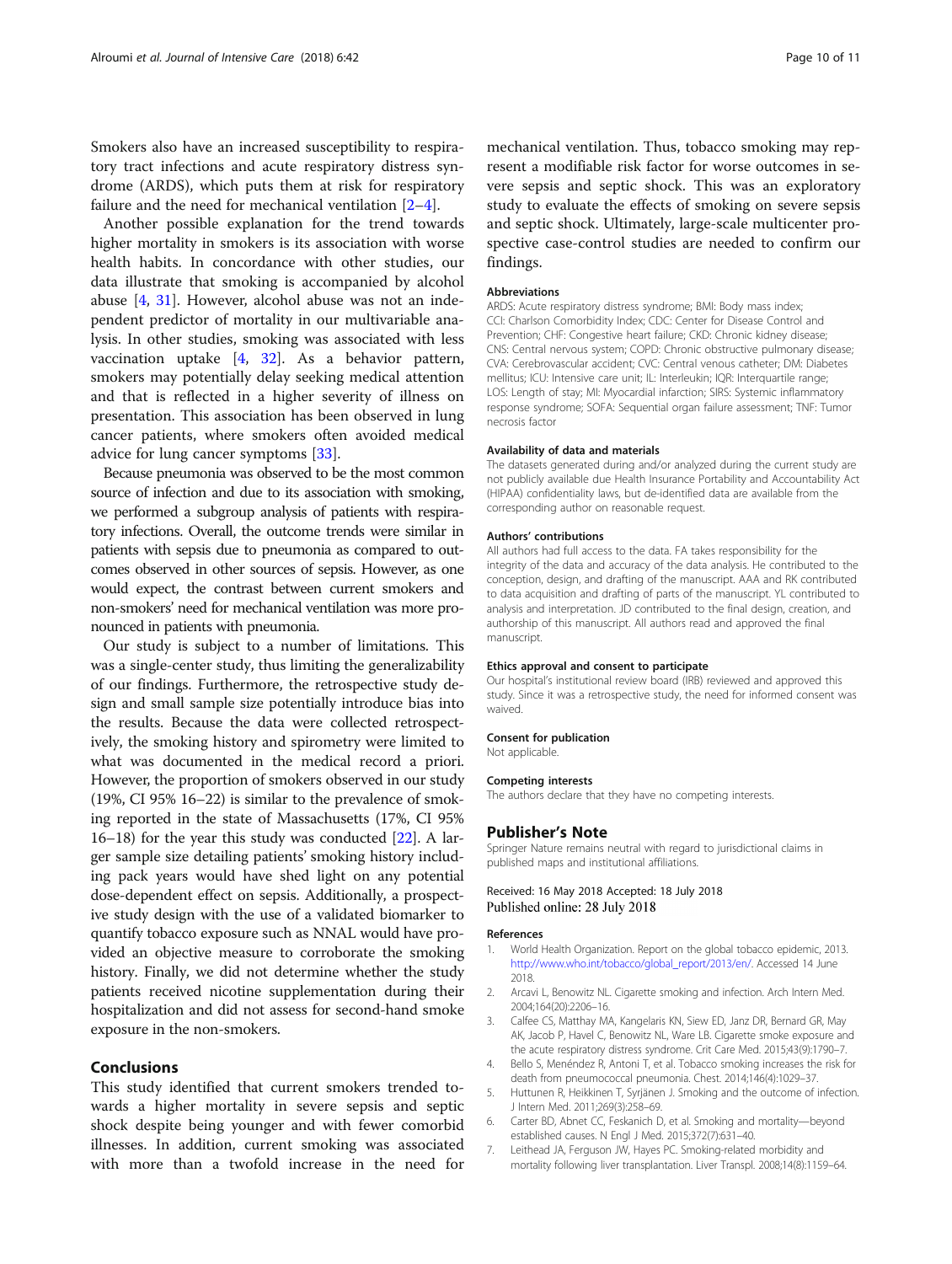Smokers also have an increased susceptibility to respiratory tract infections and acute respiratory distress syndrome (ARDS), which puts them at risk for respiratory failure and the need for mechanical ventilation [2–4].

Another possible explanation for the trend towards higher mortality in smokers is its association with worse health habits. In concordance with other studies, our data illustrate that smoking is accompanied by alcohol abuse [4, 31]. However, alcohol abuse was not an independent predictor of mortality in our multivariable analysis. In other studies, smoking was associated with less vaccination uptake [4, 32]. As a behavior pattern, smokers may potentially delay seeking medical attention and that is reflected in a higher severity of illness on presentation. This association has been observed in lung cancer patients, where smokers often avoided medical advice for lung cancer symptoms [33].

Because pneumonia was observed to be the most common source of infection and due to its association with smoking, we performed a subgroup analysis of patients with respiratory infections. Overall, the outcome trends were similar in patients with sepsis due to pneumonia as compared to outcomes observed in other sources of sepsis. However, as one would expect, the contrast between current smokers and non-smokers' need for mechanical ventilation was more pronounced in patients with pneumonia.

Our study is subject to a number of limitations. This was a single-center study, thus limiting the generalizability of our findings. Furthermore, the retrospective study design and small sample size potentially introduce bias into the results. Because the data were collected retrospectively, the smoking history and spirometry were limited to what was documented in the medical record a priori. However, the proportion of smokers observed in our study (19%, CI 95% 16–22) is similar to the prevalence of smoking reported in the state of Massachusetts (17%, CI 95% 16–18) for the year this study was conducted [22]. A larger sample size detailing patients' smoking history including pack years would have shed light on any potential dose-dependent effect on sepsis. Additionally, a prospective study design with the use of a validated biomarker to quantify tobacco exposure such as NNAL would have provided an objective measure to corroborate the smoking history. Finally, we did not determine whether the study patients received nicotine supplementation during their hospitalization and did not assess for second-hand smoke exposure in the non-smokers.

## Conclusions

This study identified that current smokers trended towards a higher mortality in severe sepsis and septic shock despite being younger and with fewer comorbid illnesses. In addition, current smoking was associated with more than a twofold increase in the need for mechanical ventilation. Thus, tobacco smoking may represent a modifiable risk factor for worse outcomes in severe sepsis and septic shock. This was an exploratory study to evaluate the effects of smoking on severe sepsis and septic shock. Ultimately, large-scale multicenter prospective case-control studies are needed to confirm our findings.

#### Abbreviations

ARDS: Acute respiratory distress syndrome; BMI: Body mass index; CCI: Charlson Comorbidity Index; CDC: Center for Disease Control and Prevention; CHF: Congestive heart failure; CKD: Chronic kidney disease; CNS: Central nervous system; COPD: Chronic obstructive pulmonary disease; CVA: Cerebrovascular accident; CVC: Central venous catheter; DM: Diabetes mellitus; ICU: Intensive care unit; IL: Interleukin; IQR: Interquartile range; LOS: Length of stay; MI: Myocardial infarction; SIRS: Systemic inflammatory response syndrome; SOFA: Sequential organ failure assessment; TNF: Tumor necrosis factor

#### Availability of data and materials

The datasets generated during and/or analyzed during the current study are not publicly available due Health Insurance Portability and Accountability Act (HIPAA) confidentiality laws, but de-identified data are available from the corresponding author on reasonable request.

#### Authors' contributions

All authors had full access to the data. FA takes responsibility for the integrity of the data and accuracy of the data analysis. He contributed to the conception, design, and drafting of the manuscript. AAA and RK contributed to data acquisition and drafting of parts of the manuscript. YL contributed to analysis and interpretation. JD contributed to the final design, creation, and authorship of this manuscript. All authors read and approved the final manuscript.

#### Ethics approval and consent to participate

Our hospital's institutional review board (IRB) reviewed and approved this study. Since it was a retrospective study, the need for informed consent was waived.

#### Consent for publication

Not applicable.

#### Competing interests

The authors declare that they have no competing interests.

### Publisher's Note

Springer Nature remains neutral with regard to jurisdictional claims in published maps and institutional affiliations.

Received: 16 May 2018 Accepted: 18 July 2018
Published online: 28 July 2018

#### References

1. World Health Organization. Report on the global tobacco epidemic, 2013. http://www.who.int/tobacco/global_report/2013/en/. Accessed 14 June 2018.
2. Arcavi L, Benowitz NL. Cigarette smoking and infection. Arch Intern Med. 2004;164(20):2206–16.
3. Calfee CS, Matthay MA, Kangelaris KN, Siew ED, Janz DR, Bernard GR, May AK, Jacob P, Havel C, Benowitz NL, Ware LB. Cigarette smoke exposure and the acute respiratory distress syndrome. Crit Care Med. 2015;43(9):1790–7.
4. Bello S, Menéndez R, Antoni T, et al. Tobacco smoking increases the risk for death from pneumococcal pneumonia. Chest. 2014;146(4):1029–37.
5. Huttunen R, Heikkinen T, Syrjänen J. Smoking and the outcome of infection. J Intern Med. 2011;269(3):258–69.
6. Carter BD, Abnet CC, Feskanich D, et al. Smoking and mortality—beyond established causes. N Engl J Med. 2015;372(7):631–40.
7. Leithead JA, Ferguson JW, Hayes PC. Smoking-related morbidity and mortality following liver transplantation. Liver Transpl. 2008;14(8):1159–64.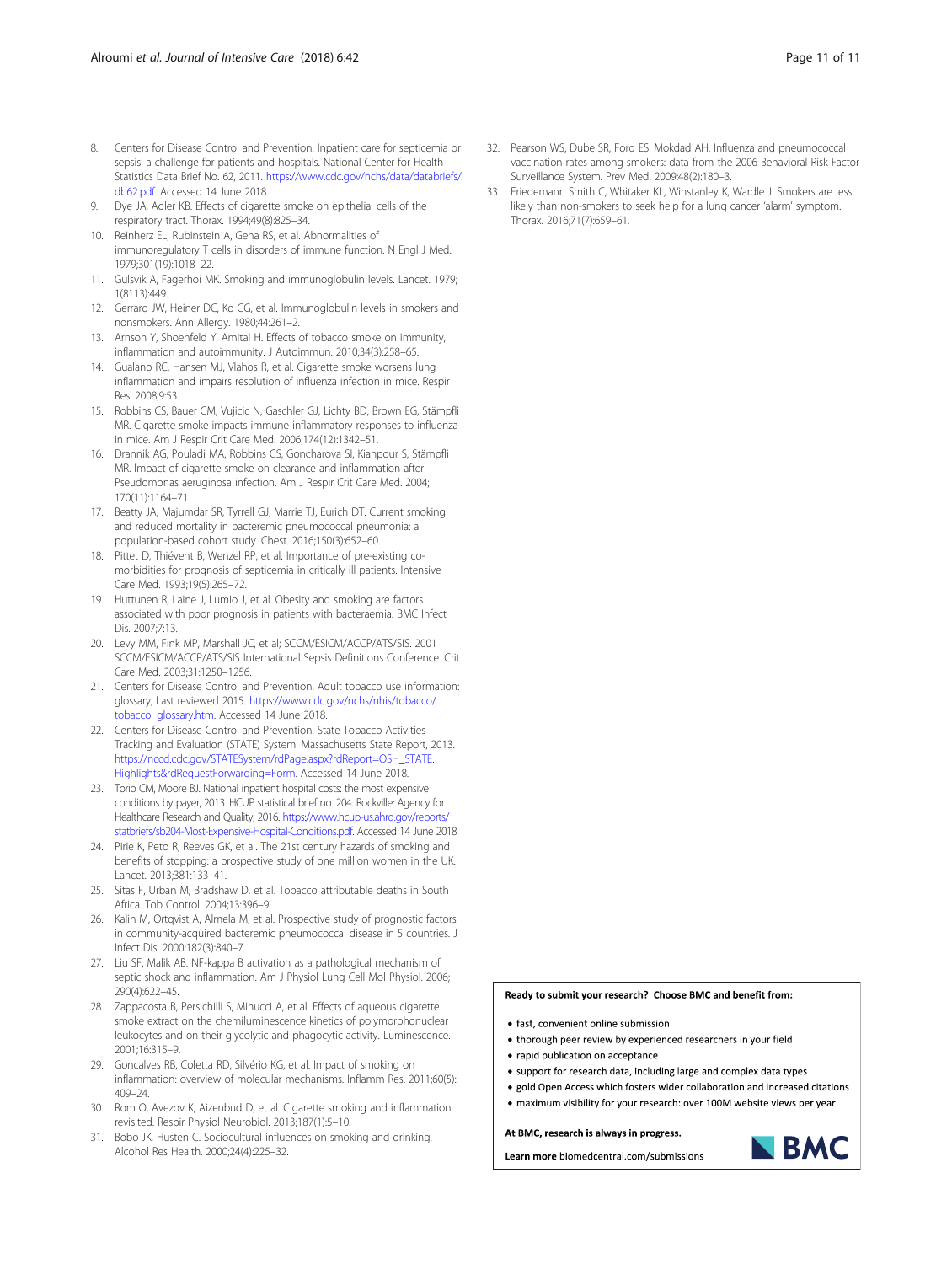8. Centers for Disease Control and Prevention. Inpatient care for septicemia or sepsis: a challenge for patients and hospitals. National Center for Health Statistics Data Brief No. 62, 2011. https://www.cdc.gov/nchs/data/databriefs/db62.pdf. Accessed 14 June 2018.
9. Dye JA, Adler KB. Effects of cigarette smoke on epithelial cells of the respiratory tract. Thorax. 1994;49(8):825–34.
10. Reinherz EL, Rubinstein A, Geha RS, et al. Abnormalities of immunoregulatory T cells in disorders of immune function. N Engl J Med. 1979;301(19):1018–22.
11. Gulsvik A, Fagerhoi MK. Smoking and immunoglobulin levels. Lancet. 1979; 1(8113):449.
12. Gerrard JW, Heiner DC, Ko CG, et al. Immunoglobulin levels in smokers and nonsmokers. Ann Allergy. 1980;44:261–2.
13. Arnson Y, Shoenfeld Y, Amital H. Effects of tobacco smoke on immunity, inflammation and autoimmunity. J Autoimmun. 2010;34(3):258–65.
14. Gualano RC, Hansen MJ, Vlahos R, et al. Cigarette smoke worsens lung inflammation and impairs resolution of influenza infection in mice. Respir Res. 2008;9:53.
15. Robbins CS, Bauer CM, Vujicic N, Gaschler GJ, Lichty BD, Brown EG, Stämpfli MR. Cigarette smoke impacts immune inflammatory responses to influenza in mice. Am J Respir Crit Care Med. 2006;174(12):1342–51.
16. Drannik AG, Pouladi MA, Robbins CS, Goncharova SI, Kianpour S, Stämpfli MR. Impact of cigarette smoke on clearance and inflammation after Pseudomonas aeruginosa infection. Am J Respir Crit Care Med. 2004; 170(11):1164–71.
17. Beatty JA, Majumdar SR, Tyrrell GJ, Marrie TJ, Eurich DT. Current smoking and reduced mortality in bacteremic pneumococcal pneumonia: a population-based cohort study. Chest. 2016;150(3):652–60.
18. Pittet D, Thiévent B, Wenzel RP, et al. Importance of pre-existing co-morbidities for prognosis of septicemia in critically ill patients. Intensive Care Med. 1993;19(5):265–72.
19. Huttunen R, Laine J, Lumio J, et al. Obesity and smoking are factors associated with poor prognosis in patients with bacteraemia. BMC Infect Dis. 2007;7:13.
20. Levy MM, Fink MP, Marshall JC, et al; SCCM/ESICM/ACCP/ATS/SIS. 2001 SCCM/ESICM/ACCP/ATS/SIS International Sepsis Definitions Conference. Crit Care Med. 2003;31:1250–1256.
21. Centers for Disease Control and Prevention. Adult tobacco use information: glossary, Last reviewed 2015. https://www.cdc.gov/nchs/nhis/tobacco/tobacco_glossary.htm. Accessed 14 June 2018.
22. Centers for Disease Control and Prevention. State Tobacco Activities Tracking and Evaluation (STATE) System: Massachusetts State Report, 2013. https://nccd.cdc.gov/STATESystem/rdPage.aspx?rdReport=OSH_STATE.Highlights&rdRequestForwarding=Form. Accessed 14 June 2018.
23. Torio CM, Moore BJ. National inpatient hospital costs: the most expensive conditions by payer, 2013. HCUP statistical brief no. 204. Rockville: Agency for Healthcare Research and Quality; 2016. https://www.hcup-us.ahrq.gov/reports/statbriefs/sb204-Most-Expensive-Hospital-Conditions.pdf. Accessed 14 June 2018
24. Pirie K, Peto R, Reeves GK, et al. The 21st century hazards of smoking and benefits of stopping: a prospective study of one million women in the UK. Lancet. 2013;381:133–41.
25. Sitas F, Urban M, Bradshaw D, et al. Tobacco attributable deaths in South Africa. Tob Control. 2004;13:396–9.
26. Kalin M, Ortqvist A, Almela M, et al. Prospective study of prognostic factors in community-acquired bacteremic pneumococcal disease in 5 countries. J Infect Dis. 2000;182(3):840–7.
27. Liu SF, Malik AB. NF-kappa B activation as a pathological mechanism of septic shock and inflammation. Am J Physiol Lung Cell Mol Physiol. 2006; 290(4):622–45.
28. Zappacosta B, Persichilli S, Minucci A, et al. Effects of aqueous cigarette smoke extract on the chemiluminescence kinetics of polymorphonuclear leukocytes and on their glycolytic and phagocytic activity. Luminescence. 2001;16:315–9.
29. Goncalves RB, Coletta RD, Silvério KG, et al. Impact of smoking on inflammation: overview of molecular mechanisms. Inflamm Res. 2011;60(5): 409–24.
30. Rom O, Avezov K, Aizenbud D, et al. Cigarette smoking and inflammation revisited. Respir Physiol Neurobiol. 2013;187(1):5–10.
31. Bobo JK, Husten C. Sociocultural influences on smoking and drinking. Alcohol Res Health. 2000;24(4):225–32.
32. Pearson WS, Dube SR, Ford ES, Mokdad AH. Influenza and pneumococcal vaccination rates among smokers: data from the 2006 Behavioral Risk Factor Surveillance System. Prev Med. 2009;48(2):180–3.
33. Friedemann Smith C, Whitaker KL, Winstanley K, Wardle J. Smokers are less likely than non-smokers to seek help for a lung cancer 'alarm' symptom. Thorax. 2016;71(7):659–61.

**Ready to submit your research? Choose BMC and benefit from:**

- fast, convenient online submission
- thorough peer review by experienced researchers in your field
- rapid publication on acceptance
- support for research data, including large and complex data types
- gold Open Access which fosters wider collaboration and increased citations
- maximum visibility for your research: over 100M website views per year

**At BMC, research is always in progress.**

**Learn more** biomedcentral.com/submissions

BMC